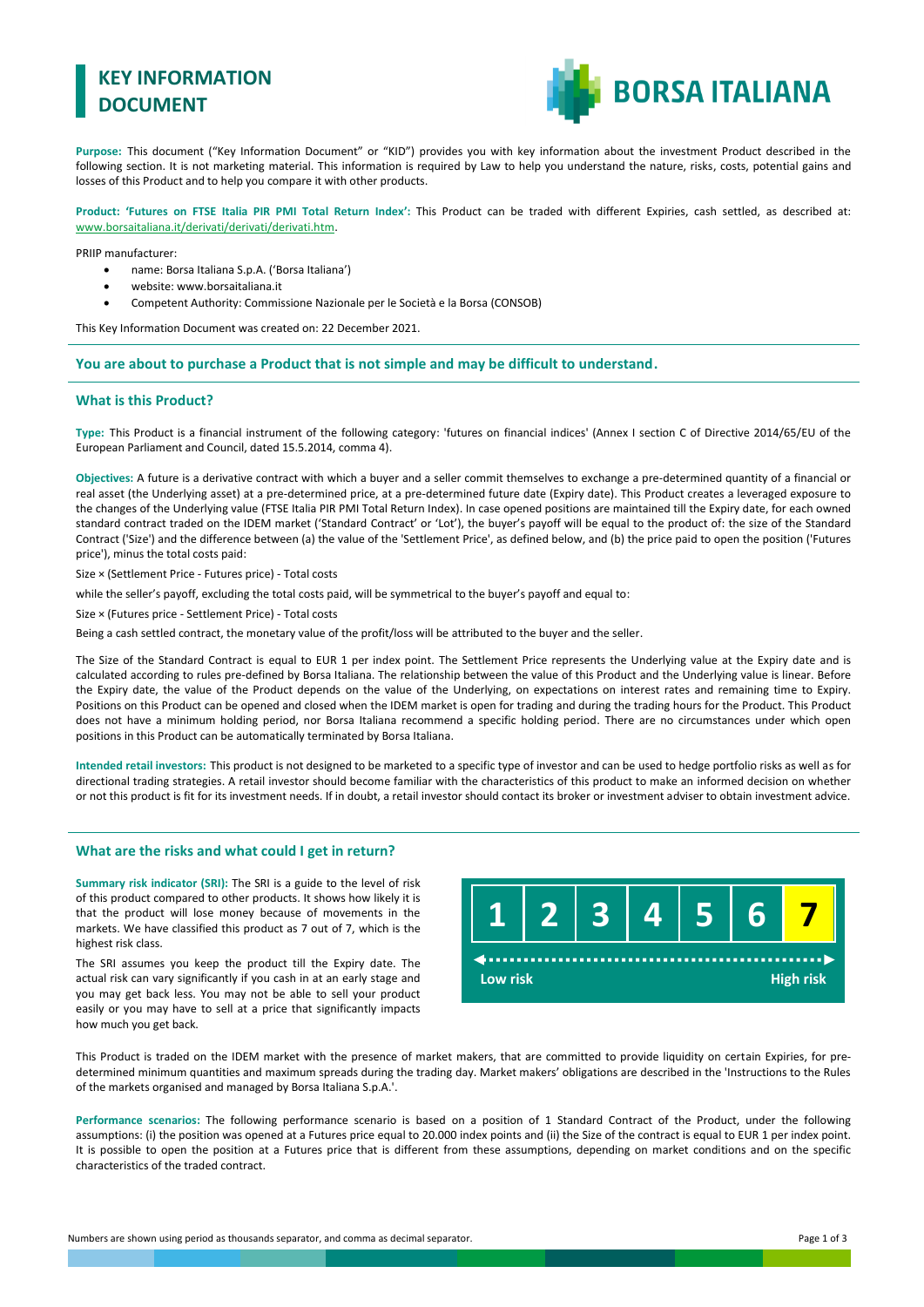# KEY INFORMATION DOCUMENT

BORSA ITALIANA

**Purpose:** This document ("Key Information Document" or "KID") provides you with key information about the investment Product described in the following section. It is not marketing material. This information is required by Law to help you understand the nature, risks, costs, potential gains and losses of this Product and to help you compare it with other products.

**Product: 'Futures on FTSE Italia PIR PMI Total Return Index':** This Product can be traded with different Expiries, cash settled, as described at: www.borsaitaliana.it/derivati/derivati/derivati.htm.

PRIIP manufacturer:

- name: Borsa Italiana S.p.A. ('Borsa Italiana')
- website: www.borsaitaliana.it
- Competent Authority: Commissione Nazionale per le Società e la Borsa (CONSOB)

This Key Information Document was created on: 22 December 2021.

## You are about to purchase a Product that is not simple and may be difficult to understand.

## What is this Product?

**Type:** This Product is a financial instrument of the following category: 'futures on financial indices' (Annex I section C of Directive 2014/65/EU of the European Parliament and Council, dated 15.5.2014, comma 4).

**Objectives:** A future is a derivative contract with which a buyer and a seller commit themselves to exchange a pre-determined quantity of a financial or real asset (the Underlying asset) at a pre-determined price, at a pre-determined future date (Expiry date). This Product creates a leveraged exposure to the changes of the Underlying value (FTSE Italia PIR PMI Total Return Index). In case opened positions are maintained till the Expiry date, for each owned standard contract traded on the IDEM market ('Standard Contract' or 'Lot'), the buyer's payoff will be equal to the product of: the size of the Standard Contract ('Size') and the difference between (a) the value of the 'Settlement Price', as defined below, and (b) the price paid to open the position ('Futures price'), minus the total costs paid:

Size × (Settlement Price - Futures price) - Total costs

while the seller's payoff, excluding the total costs paid, will be symmetrical to the buyer's payoff and equal to:

Size × (Futures price - Settlement Price) - Total costs

Being a cash settled contract, the monetary value of the profit/loss will be attributed to the buyer and the seller.

The Size of the Standard Contract is equal to EUR 1 per index point. The Settlement Price represents the Underlying value at the Expiry date and is calculated according to rules pre-defined by Borsa Italiana. The relationship between the value of this Product and the Underlying value is linear. Before the Expiry date, the value of the Product depends on the value of the Underlying, on expectations on interest rates and remaining time to Expiry. Positions on this Product can be opened and closed when the IDEM market is open for trading and during the trading hours for the Product. This Product does not have a minimum holding period, nor Borsa Italiana recommend a specific holding period. There are no circumstances under which open positions in this Product can be automatically terminated by Borsa Italiana.

**Intended retail investors:** This product is not designed to be marketed to a specific type of investor and can be used to hedge portfolio risks as well as for directional trading strategies. A retail investor should become familiar with the characteristics of this product to make an informed decision on whether or not this product is fit for its investment needs. If in doubt, a retail investor should contact its broker or investment adviser to obtain investment advice.

## What are the risks and what could I get in return?

**Summary risk indicator (SRI):** The SRI is a guide to the level of risk of this product compared to other products. It shows how likely it is that the product will lose money because of movements in the markets. We have classified this product as 7 out of 7, which is the highest risk class.

The SRI assumes you keep the product till the Expiry date. The actual risk can vary significantly if you cash in at an early stage and you may get back less. You may not be able to sell your product easily or you may have to sell at a price that significantly impacts how much you get back.

| 1 | 2 | 3 | 4 | 5 | 6 | **7** |
|---|---|---|---|---|---|---|
| Low risk | | | | | | High risk |

This Product is traded on the IDEM market with the presence of market makers, that are committed to provide liquidity on certain Expiries, for pre-determined minimum quantities and maximum spreads during the trading day. Market makers' obligations are described in the 'Instructions to the Rules of the markets organised and managed by Borsa Italiana S.p.A.'.

**Performance scenarios:** The following performance scenario is based on a position of 1 Standard Contract of the Product, under the following assumptions: (i) the position was opened at a Futures price equal to 20.000 index points and (ii) the Size of the contract is equal to EUR 1 per index point. It is possible to open the position at a Futures price that is different from these assumptions, depending on market conditions and on the specific characteristics of the traded contract.

Numbers are shown using period as thousands separator, and comma as decimal separator.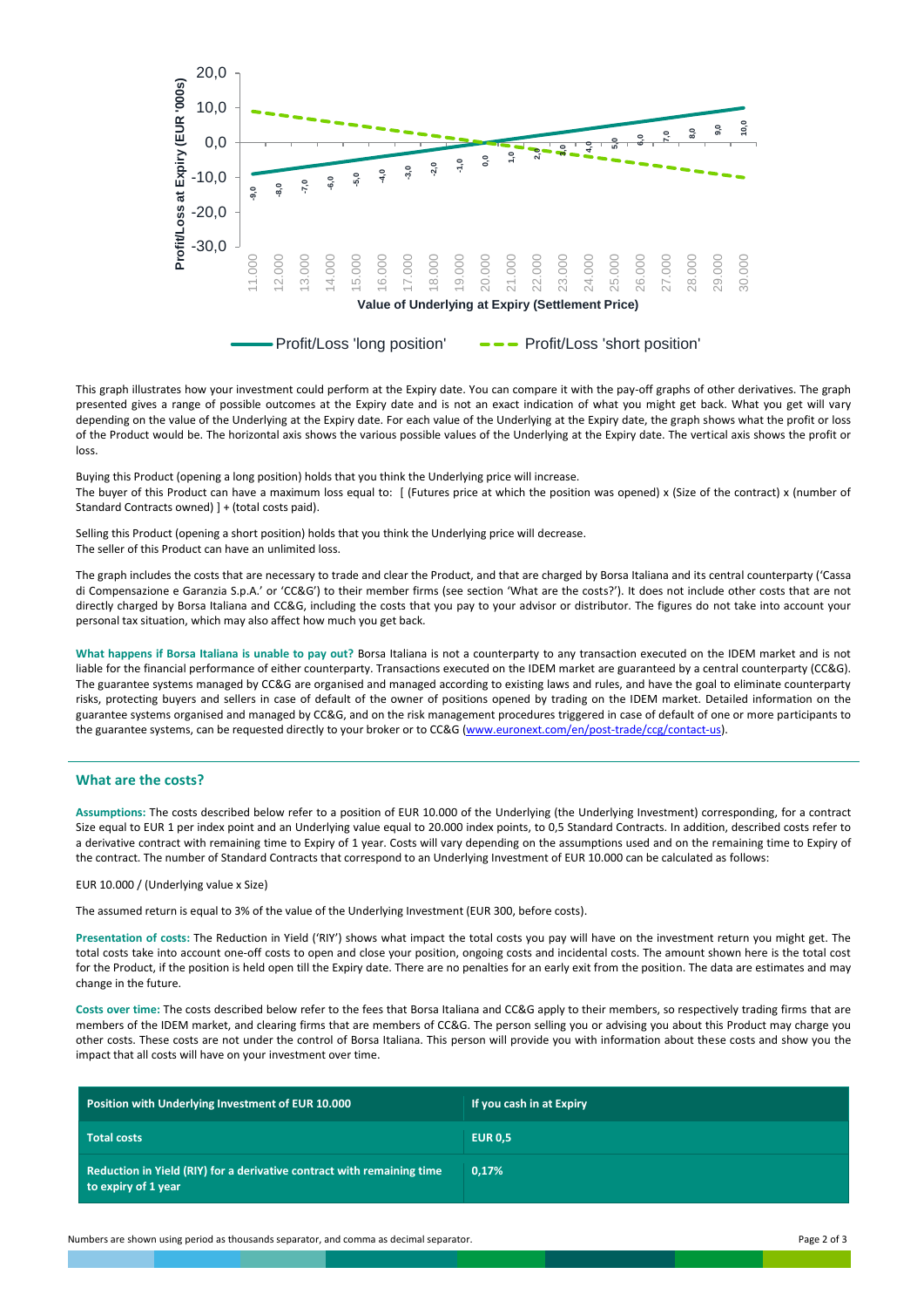This graph illustrates how your investment could perform at the Expiry date. You can compare it with the pay-off graphs of other derivatives. The graph presented gives a range of possible outcomes at the Expiry date and is not an exact indication of what you might get back. What you get will vary depending on the value of the Underlying at the Expiry date. For each value of the Underlying at the Expiry date, the graph shows what the profit or loss of the Product would be. The horizontal axis shows the various possible values of the Underlying at the Expiry date. The vertical axis shows the profit or loss.

Buying this Product (opening a long position) holds that you think the Underlying price will increase.
The buyer of this Product can have a maximum loss equal to: [ (Futures price at which the position was opened) x (Size of the contract) x (number of Standard Contracts owned) ] + (total costs paid).

Selling this Product (opening a short position) holds that you think the Underlying price will decrease.
The seller of this Product can have an unlimited loss.

The graph includes the costs that are necessary to trade and clear the Product, and that are charged by Borsa Italiana and its central counterparty ('Cassa di Compensazione e Garanzia S.p.A.' or 'CC&G') to their member firms (see section 'What are the costs?'). It does not include other costs that are not directly charged by Borsa Italiana and CC&G, including the costs that you pay to your advisor or distributor. The figures do not take into account your personal tax situation, which may also affect how much you get back.

**What happens if Borsa Italiana is unable to pay out?** Borsa Italiana is not a counterparty to any transaction executed on the IDEM market and is not liable for the financial performance of either counterparty. Transactions executed on the IDEM market are guaranteed by a central counterparty (CC&G). The guarantee systems managed by CC&G are organised and managed according to existing laws and rules, and have the goal to eliminate counterparty risks, protecting buyers and sellers in case of default of the owner of positions opened by trading on the IDEM market. Detailed information on the guarantee systems organised and managed by CC&G, and on the risk management procedures triggered in case of default of one or more participants to the guarantee systems, can be requested directly to your broker or to CC&G (www.euronext.com/en/post-trade/ccg/contact-us).

## What are the costs?

**Assumptions:** The costs described below refer to a position of EUR 10.000 of the Underlying (the Underlying Investment) corresponding, for a contract Size equal to EUR 1 per index point and an Underlying value equal to 20.000 index points, to 0,5 Standard Contracts. In addition, described costs refer to a derivative contract with remaining time to Expiry of 1 year. Costs will vary depending on the assumptions used and on the remaining time to Expiry of the contract. The number of Standard Contracts that correspond to an Underlying Investment of EUR 10.000 can be calculated as follows:

EUR 10.000 / (Underlying value x Size)

The assumed return is equal to 3% of the value of the Underlying Investment (EUR 300, before costs).

**Presentation of costs:** The Reduction in Yield ('RIY') shows what impact the total costs you pay will have on the investment return you might get. The total costs take into account one-off costs to open and close your position, ongoing costs and incidental costs. The amount shown here is the total cost for the Product, if the position is held open till the Expiry date. There are no penalties for an early exit from the position. The data are estimates and may change in the future.

**Costs over time:** The costs described below refer to the fees that Borsa Italiana and CC&G apply to their members, so respectively trading firms that are members of the IDEM market, and clearing firms that are members of CC&G. The person selling you or advising you about this Product may charge you other costs. These costs are not under the control of Borsa Italiana. This person will provide you with information about these costs and show you the impact that all costs will have on your investment over time.

| Position with Underlying Investment of EUR 10.000 | If you cash in at Expiry |
|---|---|
| Total costs | EUR 0,5 |
| Reduction in Yield (RIY) for a derivative contract with remaining time to expiry of 1 year | 0,17% |

Numbers are shown using period as thousands separator, and comma as decimal separator.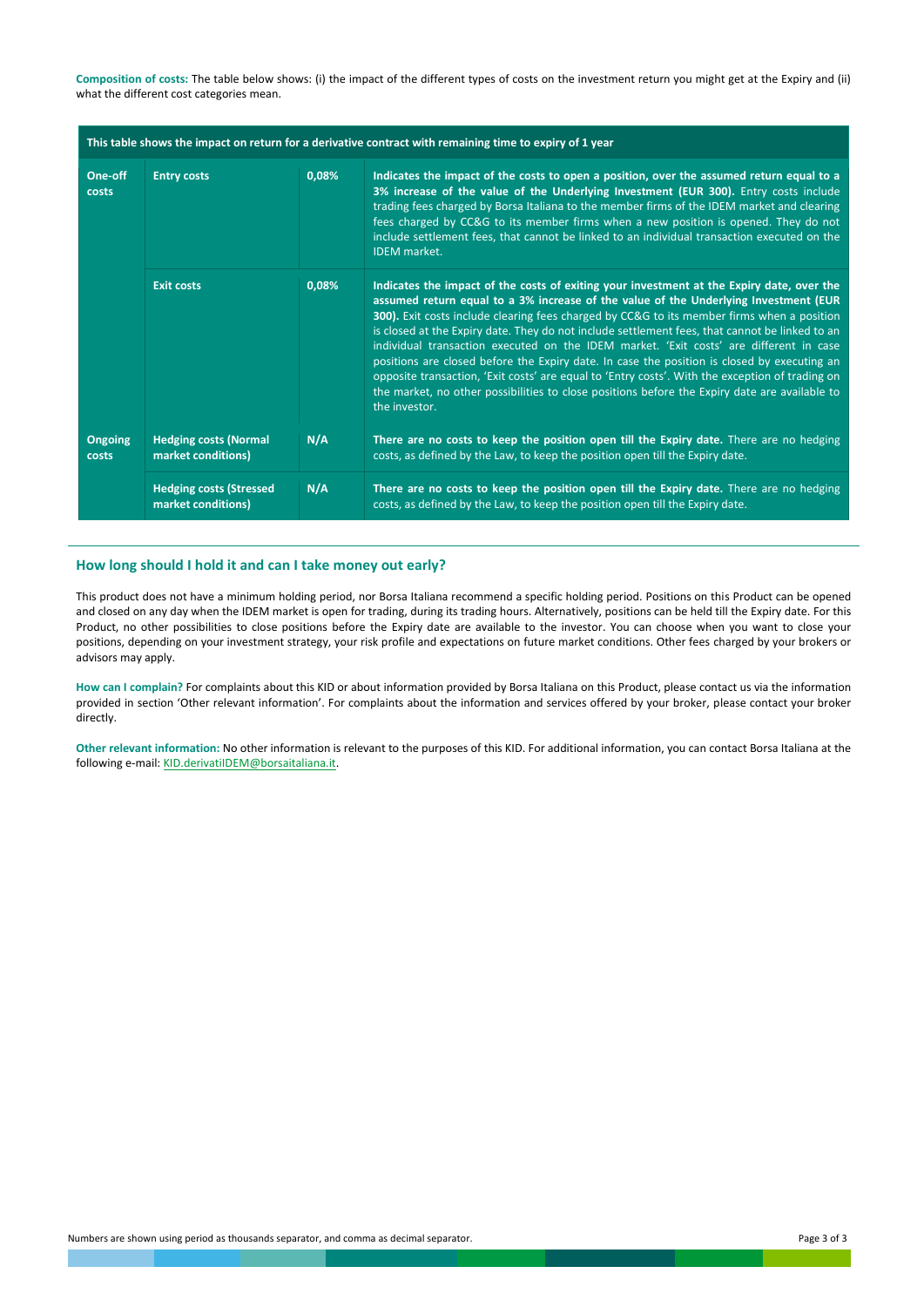**Composition of costs:** The table below shows: (i) the impact of the different types of costs on the investment return you might get at the Expiry and (ii) what the different cost categories mean.

| This table shows the impact on return for a derivative contract with remaining time to expiry of 1 year | | | |
|---|---|---|---|
| **One-off costs** | **Entry costs** | **0,08%** | **Indicates the impact of the costs to open a position, over the assumed return equal to a 3% increase of the value of the Underlying Investment (EUR 300).** Entry costs include trading fees charged by Borsa Italiana to the member firms of the IDEM market and clearing fees charged by CC&G to its member firms when a new position is opened. They do not include settlement fees, that cannot be linked to an individual transaction executed on the IDEM market. |
| | **Exit costs** | **0,08%** | **Indicates the impact of the costs of exiting your investment at the Expiry date, over the assumed return equal to a 3% increase of the value of the Underlying Investment (EUR 300).** Exit costs include clearing fees charged by CC&G to its member firms when a position is closed at the Expiry date. They do not include settlement fees, that cannot be linked to an individual transaction executed on the IDEM market. 'Exit costs' are different in case positions are closed before the Expiry date. In case the position is closed by executing an opposite transaction, 'Exit costs' are equal to 'Entry costs'. With the exception of trading on the market, no other possibilities to close positions before the Expiry date are available to the investor. |
| **Ongoing costs** | **Hedging costs (Normal market conditions)** | **N/A** | **There are no costs to keep the position open till the Expiry date.** There are no hedging costs, as defined by the Law, to keep the position open till the Expiry date. |
| | **Hedging costs (Stressed market conditions)** | **N/A** | **There are no costs to keep the position open till the Expiry date.** There are no hedging costs, as defined by the Law, to keep the position open till the Expiry date. |

## How long should I hold it and can I take money out early?

This product does not have a minimum holding period, nor Borsa Italiana recommend a specific holding period. Positions on this Product can be opened and closed on any day when the IDEM market is open for trading, during its trading hours. Alternatively, positions can be held till the Expiry date. For this Product, no other possibilities to close positions before the Expiry date are available to the investor. You can choose when you want to close your positions, depending on your investment strategy, your risk profile and expectations on future market conditions. Other fees charged by your brokers or advisors may apply.

**How can I complain?** For complaints about this KID or about information provided by Borsa Italiana on this Product, please contact us via the information provided in section 'Other relevant information'. For complaints about the information and services offered by your broker, please contact your broker directly.

**Other relevant information:** No other information is relevant to the purposes of this KID. For additional information, you can contact Borsa Italiana at the following e-mail: KID.derivatiIDEM@borsaitaliana.it.

Numbers are shown using period as thousands separator, and comma as decimal separator.